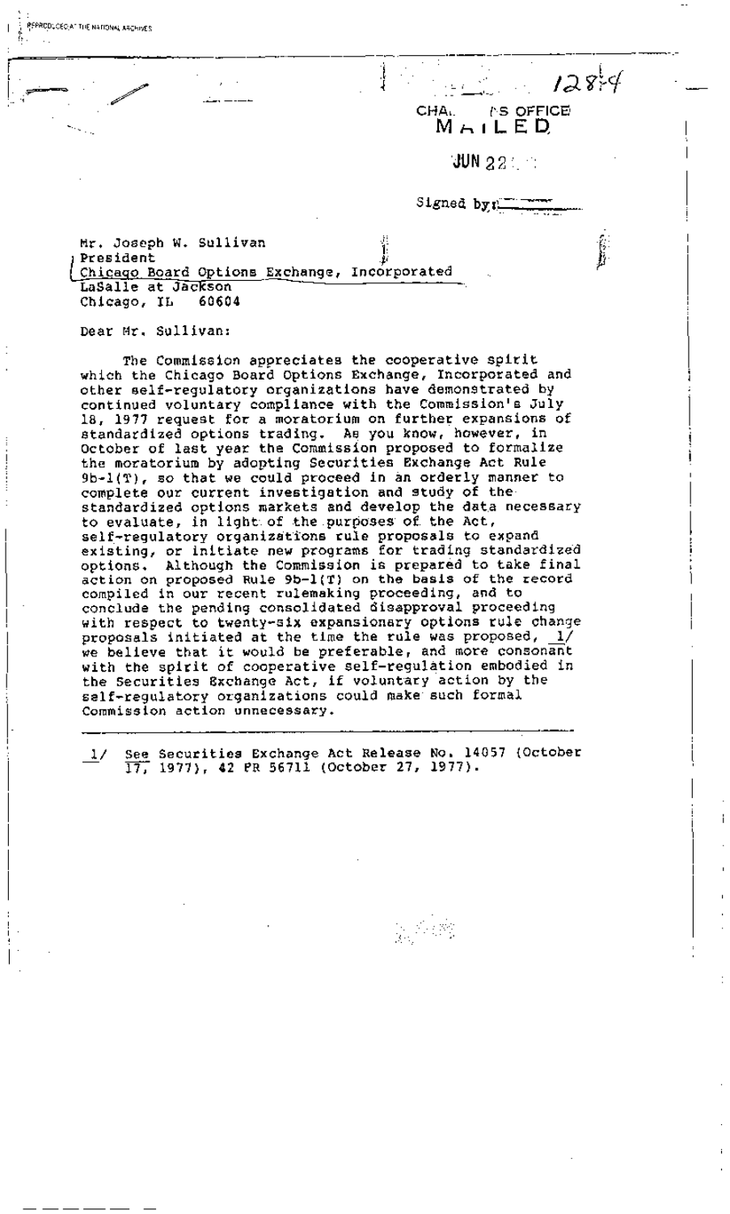12874

CHAIRMAN'S OFFICE
MAILED

JUN 22

Signed by

Mr. Joseph W. Sullivan
President
Chicago Board Options Exchange, Incorporated
LaSalle at Jackson
Chicago, IL 60604

Dear Mr. Sullivan:

The Commission appreciates the cooperative spirit which the Chicago Board Options Exchange, Incorporated and other self-regulatory organizations have demonstrated by continued voluntary compliance with the Commission's July 18, 1977 request for a moratorium on further expansions of standardized options trading. As you know, however, in October of last year the Commission proposed to formalize the moratorium by adopting Securities Exchange Act Rule 9b-1(T), so that we could proceed in an orderly manner to complete our current investigation and study of the standardized options markets and develop the data necessary to evaluate, in light of the purposes of the Act, self-regulatory organizations rule proposals to expand existing, or initiate new programs for trading standardized options. Although the Commission is prepared to take final action on proposed Rule 9b-1(T) on the basis of the record compiled in our recent rulemaking proceeding, and to conclude the pending consolidated disapproval proceeding with respect to twenty-six expansionary options rule change proposals initiated at the time the rule was proposed, 1/ we believe that it would be preferable, and more consonant with the spirit of cooperative self-regulation embodied in the Securities Exchange Act, if voluntary action by the self-regulatory organizations could make such formal Commission action unnecessary.

---

1/ See Securities Exchange Act Release No. 14057 (October 17, 1977), 42 FR 56711 (October 27, 1977).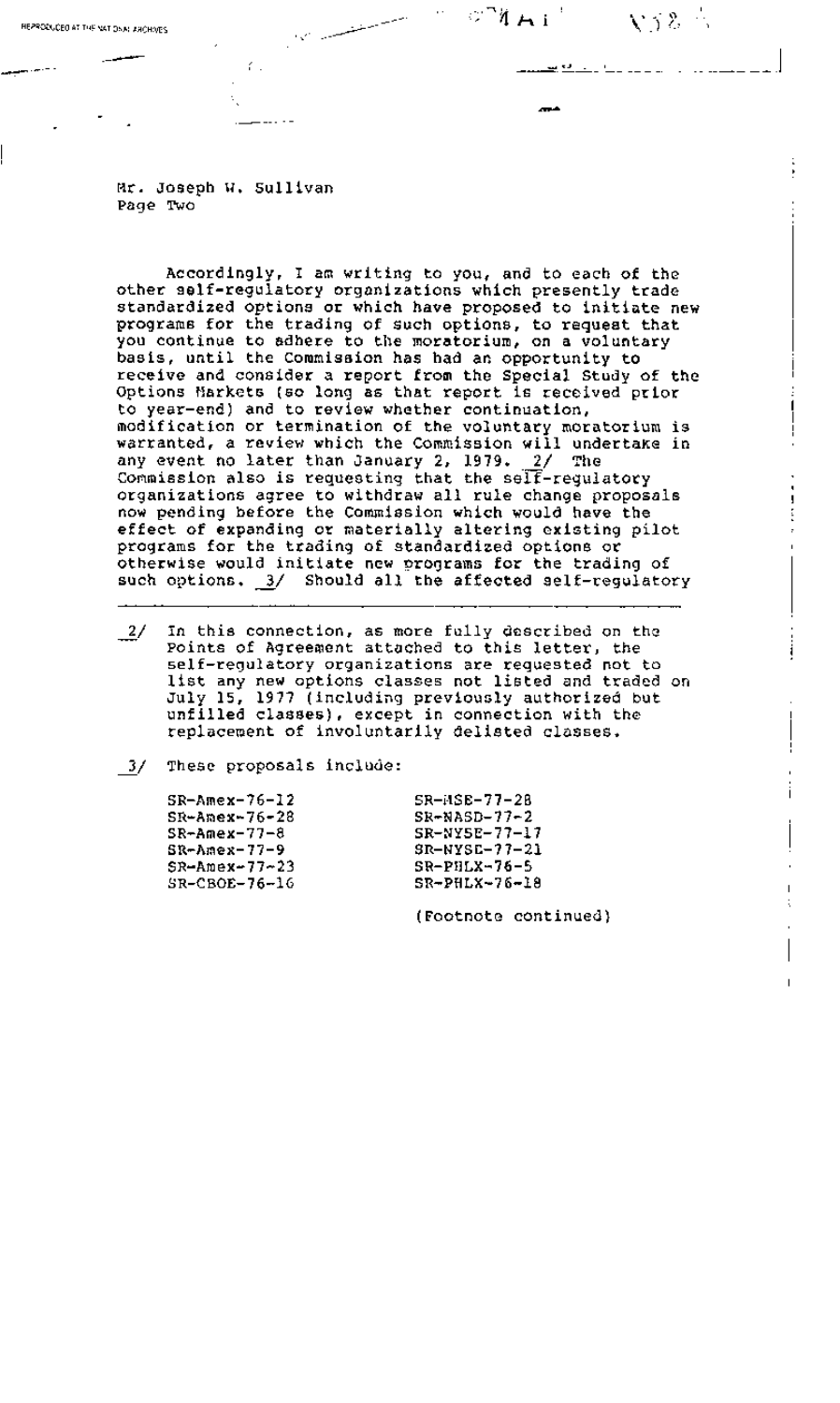Mr. Joseph W. Sullivan
Page Two

Accordingly, I am writing to you, and to each of the other self-regulatory organizations which presently trade standardized options or which have proposed to initiate new programs for the trading of such options, to request that you continue to adhere to the moratorium, on a voluntary basis, until the Commission has had an opportunity to receive and consider a report from the Special Study of the Options Markets (so long as that report is received prior to year-end) and to review whether continuation, modification or termination of the voluntary moratorium is warranted, a review which the Commission will undertake in any event no later than January 2, 1979. 2/ The Commission also is requesting that the self-regulatory organizations agree to withdraw all rule change proposals now pending before the Commission which would have the effect of expanding or materially altering existing pilot programs for the trading of standardized options or otherwise would initiate new programs for the trading of such options. 3/ Should all the affected self-regulatory

---

2/ In this connection, as more fully described on the Points of Agreement attached to this letter, the self-regulatory organizations are requested not to list any new options classes not listed and traded on July 15, 1977 (including previously authorized but unfilled classes), except in connection with the replacement of involuntarily delisted classes.

3/ These proposals include:

| | |
|---|---|
| SR-Amex-76-12 | SR-MSE-77-28 |
| SR-Amex-76-28 | SR-NASD-77-2 |
| SR-Amex-77-8 | SR-NYSE-77-17 |
| SR-Amex-77-9 | SR-NYSE-77-21 |
| SR-Amex-77-23 | SR-PHLX-76-5 |
| SR-CBOE-76-16 | SR-PHLX-76-18 |

(Footnote continued)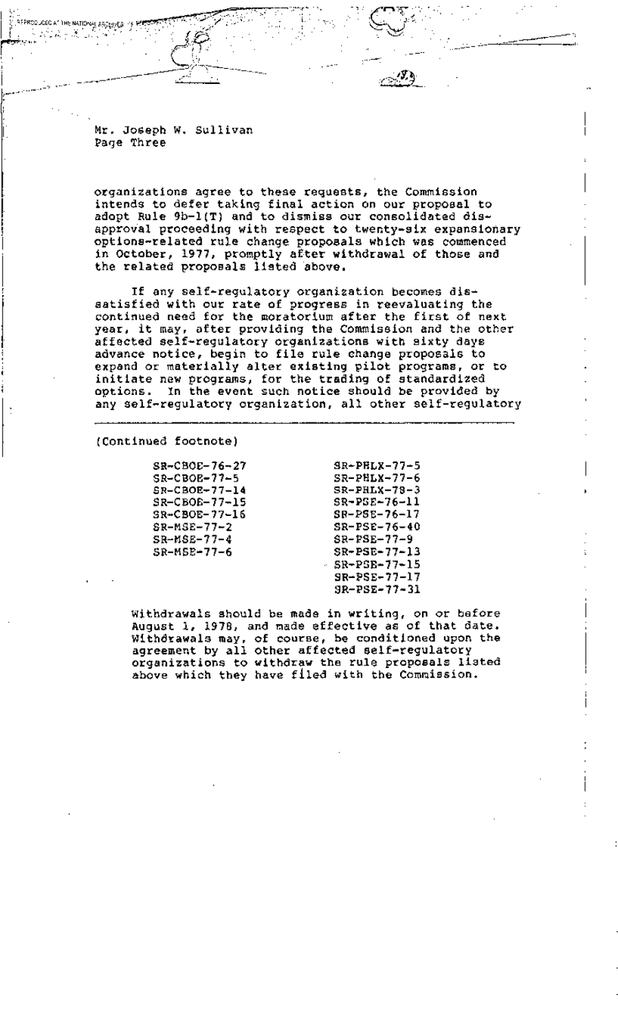Mr. Joseph W. Sullivan
Page Three

organizations agree to these requests, the Commission intends to defer taking final action on our proposal to adopt Rule 9b-1(T) and to dismiss our consolidated disapproval proceeding with respect to twenty-six expansionary options-related rule change proposals which was commenced in October, 1977, promptly after withdrawal of those and the related proposals listed above.

If any self-regulatory organization becomes dissatisfied with our rate of progress in reevaluating the continued need for the moratorium after the first of next year, it may, after providing the Commission and the other affected self-regulatory organizations with sixty days advance notice, begin to file rule change proposals to expand or materially alter existing pilot programs, or to initiate new programs, for the trading of standardized options. In the event such notice should be provided by any self-regulatory organization, all other self-regulatory

---

(Continued footnote)

| | |
|---|---|
| SR-CBOE-76-27 | SR-PHLX-77-5 |
| SR-CBOE-77-5 | SR-PHLX-77-6 |
| SR-CBOE-77-14 | SR-PHLX-78-3 |
| SR-CBOE-77-15 | SR-PSE-76-11 |
| SR-CBOE-77-16 | SR-PSE-76-17 |
| SR-MSE-77-2 | SR-PSE-76-40 |
| SR-MSE-77-4 | SR-PSE-77-9 |
| SR-MSE-77-6 | SR-PSE-77-13 |
| | SR-PSE-77-15 |
| | SR-PSE-77-17 |
| | SR-PSE-77-31 |

Withdrawals should be made in writing, on or before August 1, 1978, and made effective as of that date. Withdrawals may, of course, be conditioned upon the agreement by all other affected self-regulatory organizations to withdraw the rule proposals listed above which they have filed with the Commission.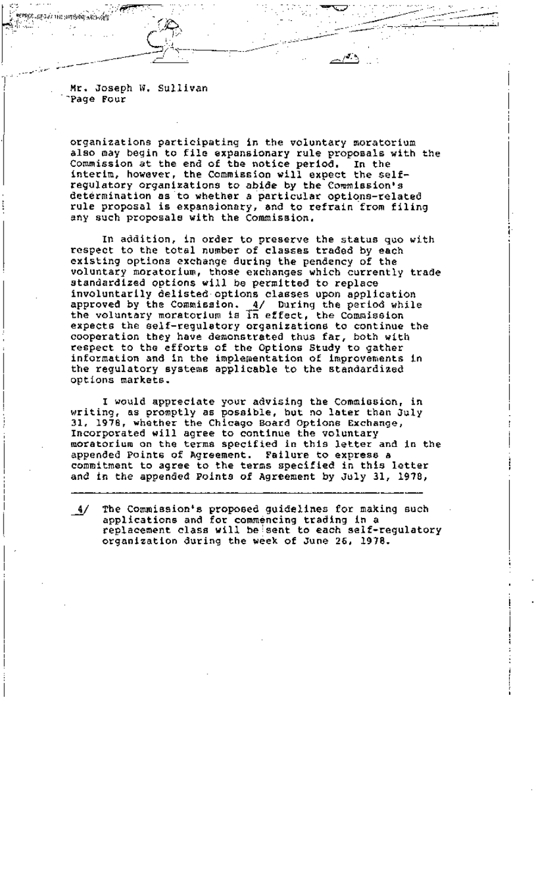Mr. Joseph W. Sullivan
Page Four

organizations participating in the voluntary moratorium also may begin to file expansionary rule proposals with the Commission at the end of the notice period. In the interim, however, the Commission will expect the self-regulatory organizations to abide by the Commission's determination as to whether a particular options-related rule proposal is expansionary, and to refrain from filing any such proposals with the Commission.

In addition, in order to preserve the status quo with respect to the total number of classes traded by each existing options exchange during the pendency of the voluntary moratorium, those exchanges which currently trade standardized options will be permitted to replace involuntarily delisted options classes upon application approved by the Commission. 4/ During the period while the voluntary moratorium is in effect, the Commission expects the self-regulatory organizations to continue the cooperation they have demonstrated thus far, both with respect to the efforts of the Options Study to gather information and in the implementation of improvements in the regulatory systems applicable to the standardized options markets.

I would appreciate your advising the Commission, in writing, as promptly as possible, but no later than July 31, 1978, whether the Chicago Board Options Exchange, Incorporated will agree to continue the voluntary moratorium on the terms specified in this letter and in the appended Points of Agreement. Failure to express a commitment to agree to the terms specified in this letter and in the appended Points of Agreement by July 31, 1978,

---

4/ The Commission's proposed guidelines for making such applications and for commencing trading in a replacement class will be sent to each self-regulatory organization during the week of June 26, 1978.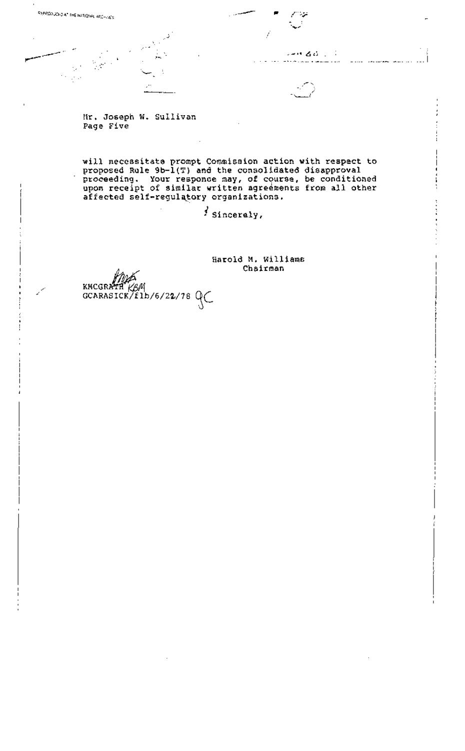Mr. Joseph W. Sullivan
Page Five

will necessitate prompt Commission action with respect to proposed Rule 9b-1(T) and the consolidated disapproval proceeding. Your responce may, of course, be conditioned upon receipt of similar written agreements from all other affected self-regulatory organizations.

Sincerely,

Harold M. Williams
Chairman

KMCGRATH KBM
GCARASICK/flb/6/22/78 GC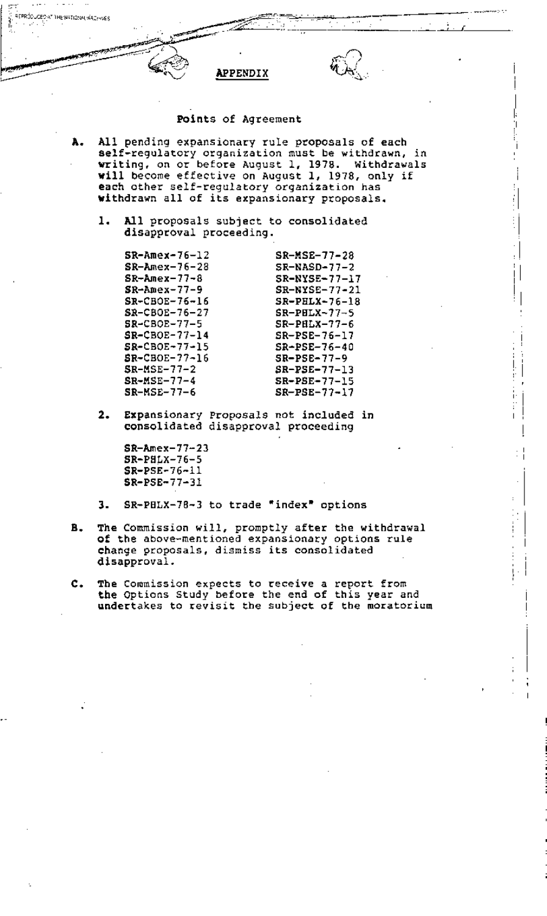## APPENDIX

### Points of Agreement

**A.** All pending expansionary rule proposals of each self-regulatory organization must be withdrawn, in writing, on or before August 1, 1978. Withdrawals will become effective on August 1, 1978, only if each other self-regulatory organization has withdrawn all of its expansionary proposals.

1. All proposals subject to consolidated disapproval proceeding.

   | | |
   |---|---|
   | SR-Amex-76-12 | SR-MSE-77-28 |
   | SR-Amex-76-28 | SR-NASD-77-2 |
   | SR-Amex-77-8 | SR-NYSE-77-17 |
   | SR-Amex-77-9 | SR-NYSE-77-21 |
   | SR-CBOE-76-16 | SR-PHLX-76-18 |
   | SR-CBOE-76-27 | SR-PHLX-77-5 |
   | SR-CBOE-77-5 | SR-PHLX-77-6 |
   | SR-CBOE-77-14 | SR-PSE-76-17 |
   | SR-CBOE-77-15 | SR-PSE-76-40 |
   | SR-CBOE-77-16 | SR-PSE-77-9 |
   | SR-MSE-77-2 | SR-PSE-77-13 |
   | SR-MSE-77-4 | SR-PSE-77-15 |
   | SR-MSE-77-6 | SR-PSE-77-17 |

2. Expansionary Proposals not included in consolidated disapproval proceeding

   SR-Amex-77-23
   SR-PHLX-76-5
   SR-PSE-76-11
   SR-PSE-77-31

3. SR-PHLX-78-3 to trade "index" options

**B.** The Commission will, promptly after the withdrawal of the above-mentioned expansionary options rule change proposals, dismiss its consolidated disapproval.

**C.** The Commission expects to receive a report from the Options Study before the end of this year and undertakes to revisit the subject of the moratorium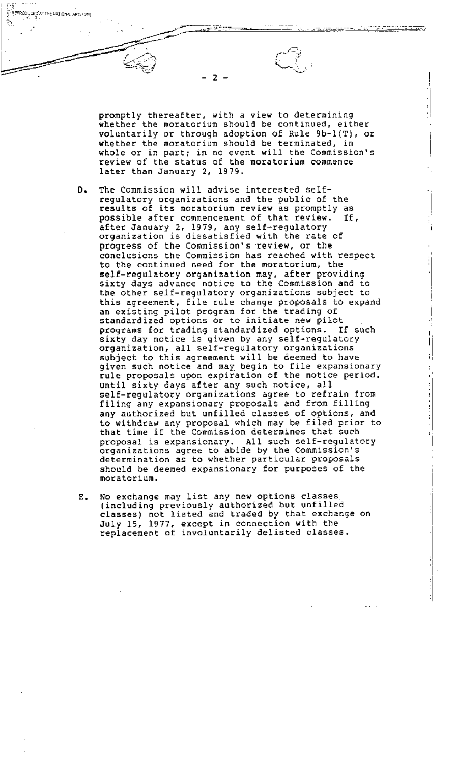promptly thereafter, with a view to determining whether the moratorium should be continued, either voluntarily or through adoption of Rule 9b-1(T), or whether the moratorium should be terminated, in whole or in part; in no event will the Commission's review of the status of the moratorium commence later than January 2, 1979.

D. The Commission will advise interested self-regulatory organizations and the public of the results of its moratorium review as promptly as possible after commencement of that review. If, after January 2, 1979, any self-regulatory organization is dissatisfied with the rate of progress of the Commission's review, or the conclusions the Commission has reached with respect to the continued need for the moratorium, the self-regulatory organization may, after providing sixty days advance notice to the Commission and to the other self-regulatory organizations subject to this agreement, file rule change proposals to expand an existing pilot program for the trading of standardized options or to initiate new pilot programs for trading standardized options. If such sixty day notice is given by any self-regulatory organization, all self-regulatory organizations subject to this agreement will be deemed to have given such notice and may begin to file expansionary rule proposals upon expiration of the notice period. Until sixty days after any such notice, all self-regulatory organizations agree to refrain from filing any expansionary proposals and from filling any authorized but unfilled classes of options, and to withdraw any proposal which may be filed prior to that time if the Commission determines that such proposal is expansionary. All such self-regulatory organizations agree to abide by the Commission's determination as to whether particular proposals should be deemed expansionary for purposes of the moratorium.

E. No exchange may list any new options classes (including previously authorized but unfilled classes) not listed and traded by that exchange on July 15, 1977, except in connection with the replacement of involuntarily delisted classes.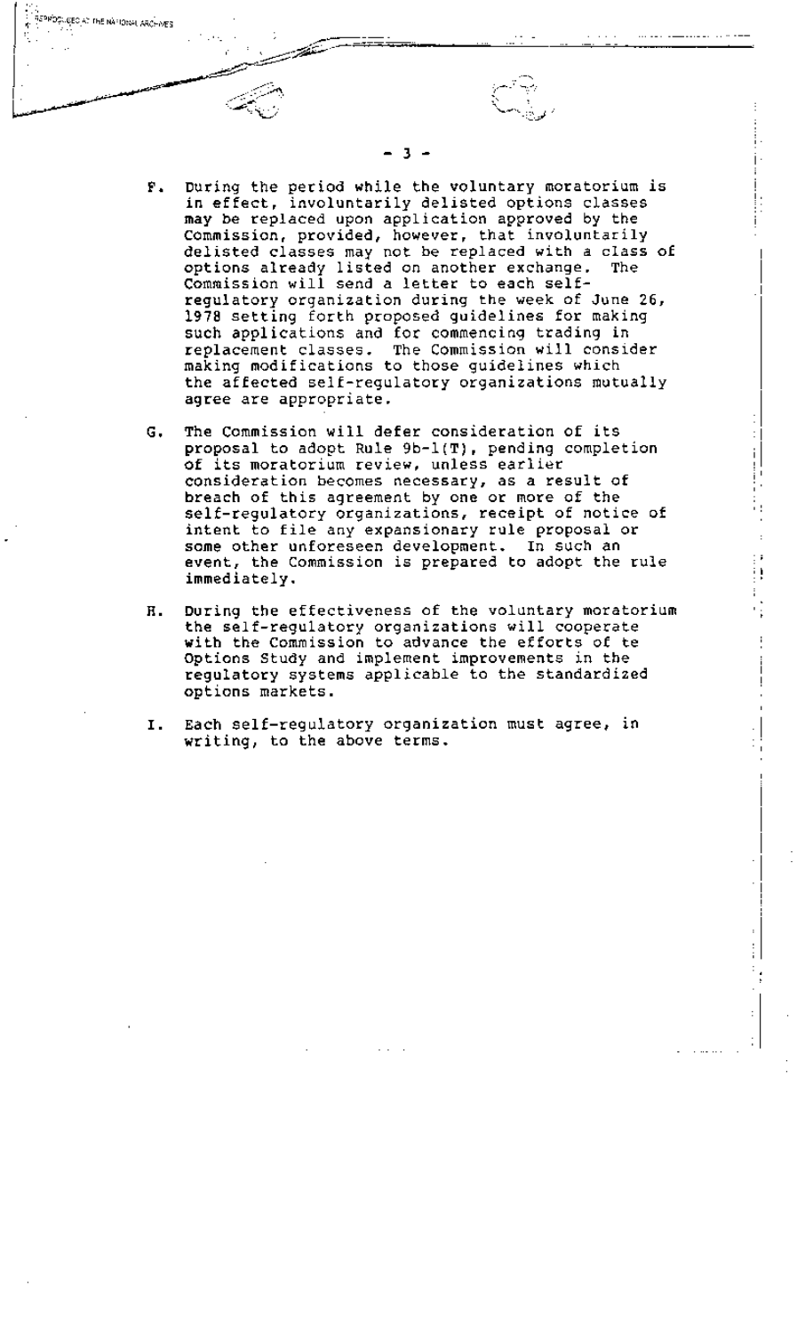F. During the period while the voluntary moratorium is in effect, involuntarily delisted options classes may be replaced upon application approved by the Commission, provided, however, that involuntarily delisted classes may not be replaced with a class of options already listed on another exchange. The Commission will send a letter to each self-regulatory organization during the week of June 26, 1978 setting forth proposed guidelines for making such applications and for commencing trading in replacement classes. The Commission will consider making modifications to those guidelines which the affected self-regulatory organizations mutually agree are appropriate.

G. The Commission will defer consideration of its proposal to adopt Rule 9b-1(T), pending completion of its moratorium review, unless earlier consideration becomes necessary, as a result of breach of this agreement by one or more of the self-regulatory organizations, receipt of notice of intent to file any expansionary rule proposal or some other unforeseen development. In such an event, the Commission is prepared to adopt the rule immediately.

H. During the effectiveness of the voluntary moratorium the self-regulatory organizations will cooperate with the Commission to advance the efforts of te Options Study and implement improvements in the regulatory systems applicable to the standardized options markets.

I. Each self-regulatory organization must agree, in writing, to the above terms.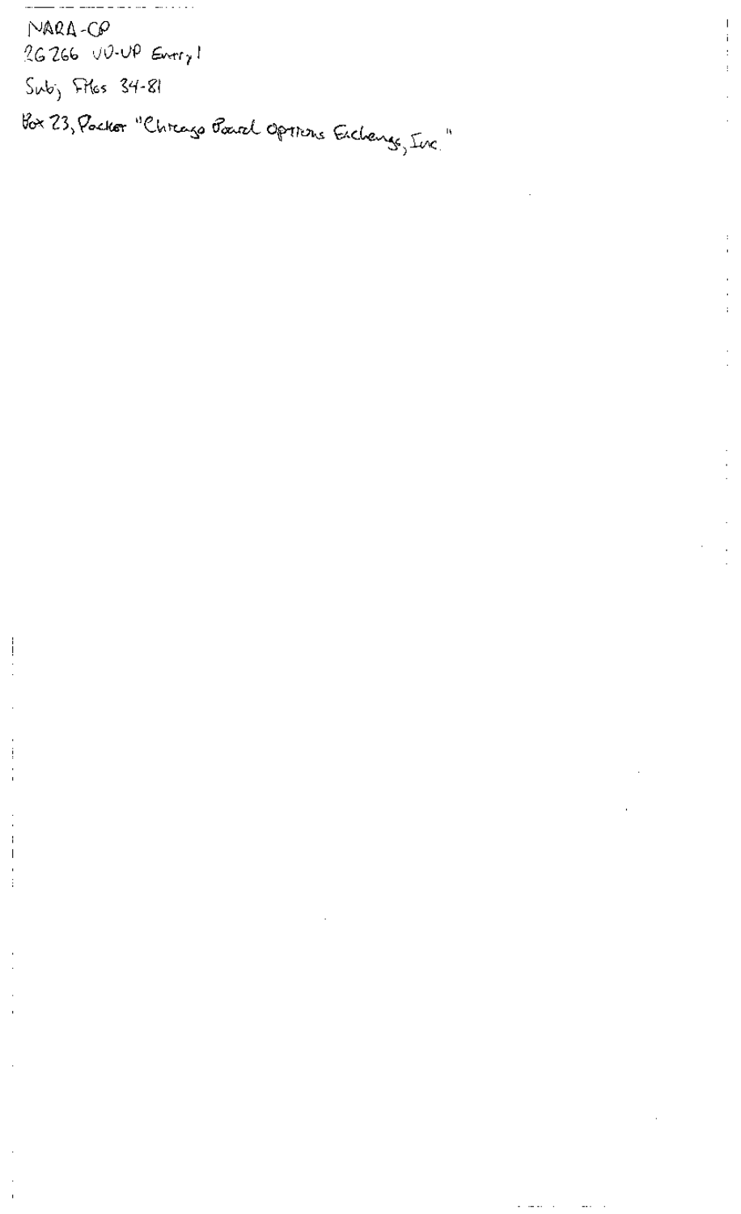NARA-CP
26 266 UD-UP Entry 1
Subj Files 34-81
Box 23, Packet "Chicago Board Options Exchange, Inc."